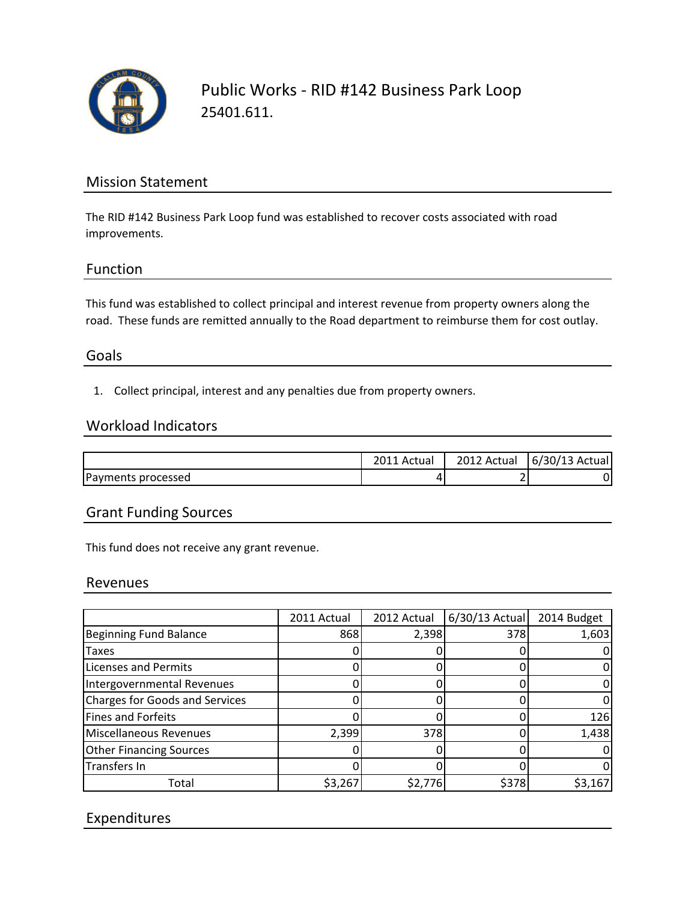# Public Works - RID #142 Business Park Loop

25401.611.

## Mission Statement

The RID #142 Business Park Loop fund was established to recover costs associated with road improvements.

## Function

This fund was established to collect principal and interest revenue from property owners along the road. These funds are remitted annually to the Road department to reimburse them for cost outlay.

## Goals

1. Collect principal, interest and any penalties due from property owners.

## Workload Indicators

| | 2011 Actual | 2012 Actual | 6/30/13 Actual |
|---|---|---|---|
| Payments processed | 4 | 2 | 0 |

## Grant Funding Sources

This fund does not receive any grant revenue.

## Revenues

| | 2011 Actual | 2012 Actual | 6/30/13 Actual | 2014 Budget |
|---|---|---|---|---|
| Beginning Fund Balance | 868 | 2,398 | 378 | 1,603 |
| Taxes | 0 | 0 | 0 | 0 |
| Licenses and Permits | 0 | 0 | 0 | 0 |
| Intergovernmental Revenues | 0 | 0 | 0 | 0 |
| Charges for Goods and Services | 0 | 0 | 0 | 0 |
| Fines and Forfeits | 0 | 0 | 0 | 126 |
| Miscellaneous Revenues | 2,399 | 378 | 0 | 1,438 |
| Other Financing Sources | 0 | 0 | 0 | 0 |
| Transfers In | 0 | 0 | 0 | 0 |
| Total | $3,267 | $2,776 | $378 | $3,167 |

## Expenditures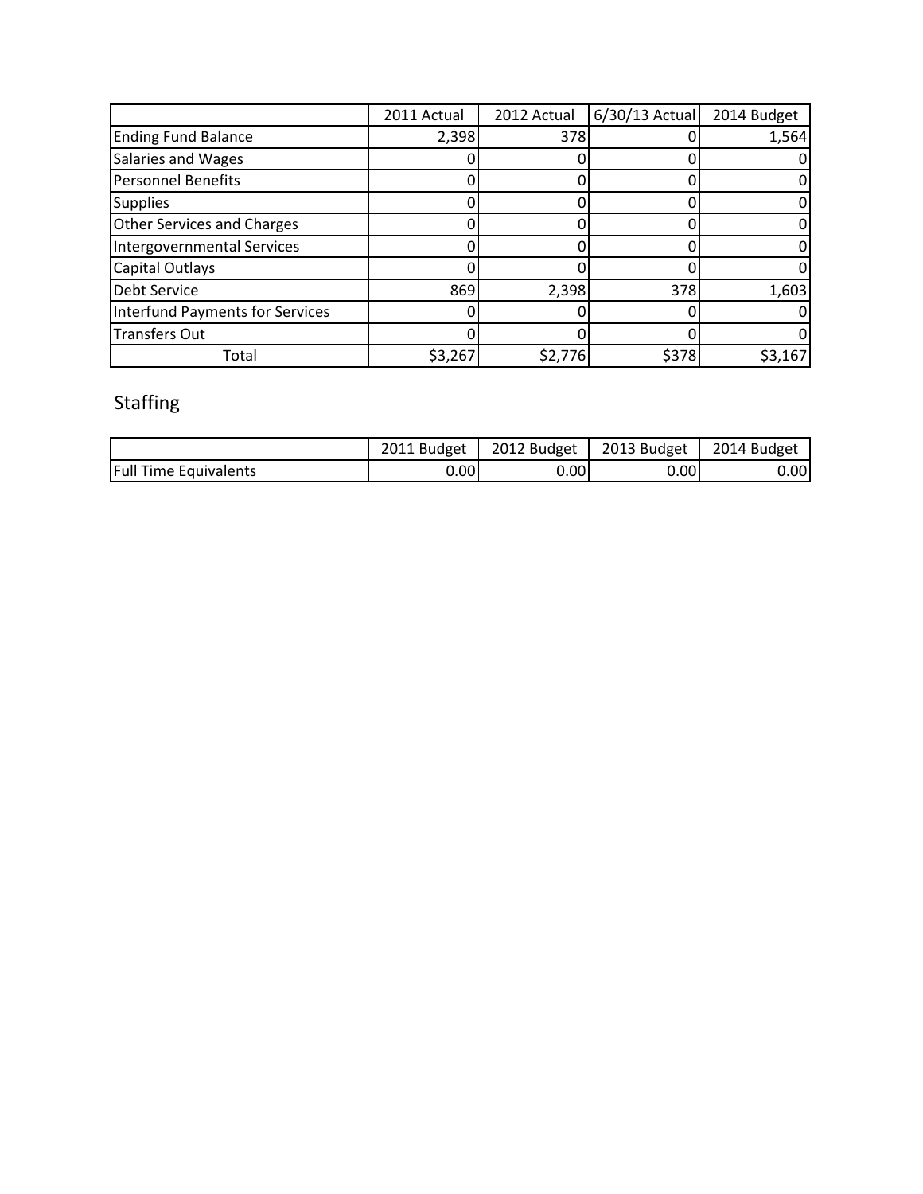| | 2011 Actual | 2012 Actual | 6/30/13 Actual | 2014 Budget |
|---|---|---|---|---|
| Ending Fund Balance | 2,398 | 378 | 0 | 1,564 |
| Salaries and Wages | 0 | 0 | 0 | 0 |
| Personnel Benefits | 0 | 0 | 0 | 0 |
| Supplies | 0 | 0 | 0 | 0 |
| Other Services and Charges | 0 | 0 | 0 | 0 |
| Intergovernmental Services | 0 | 0 | 0 | 0 |
| Capital Outlays | 0 | 0 | 0 | 0 |
| Debt Service | 869 | 2,398 | 378 | 1,603 |
| Interfund Payments for Services | 0 | 0 | 0 | 0 |
| Transfers Out | 0 | 0 | 0 | 0 |
| Total | $3,267 | $2,776 | $378 | $3,167 |

## Staffing

| | 2011 Budget | 2012 Budget | 2013 Budget | 2014 Budget |
|---|---|---|---|---|
| Full Time Equivalents | 0.00 | 0.00 | 0.00 | 0.00 |